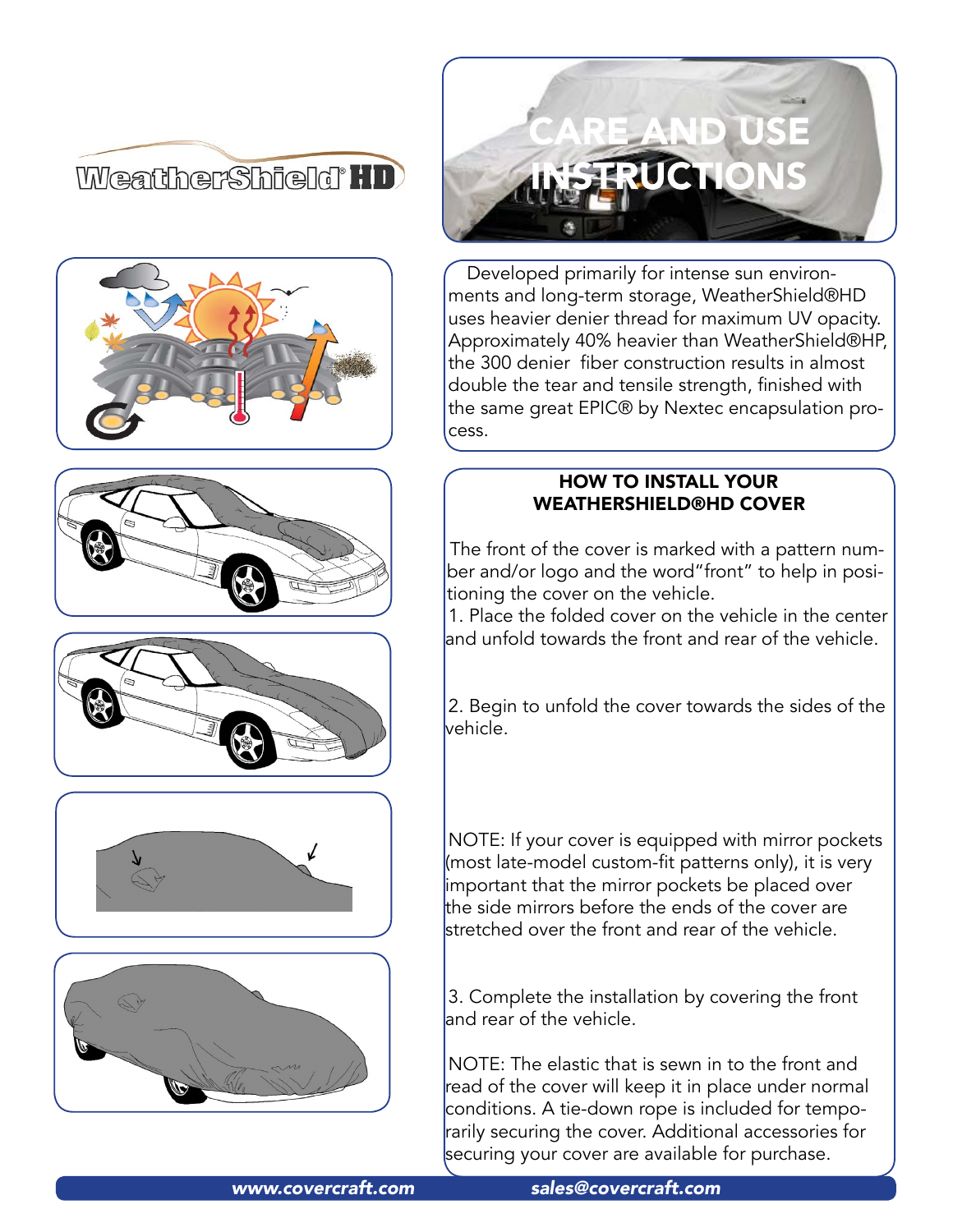WeatherShield® HD

# CARE AND USE INSTRUCTIONS

Developed primarily for intense sun environments and long-term storage, WeatherShield®HD uses heavier denier thread for maximum UV opacity. Approximately 40% heavier than WeatherShield®HP, the 300 denier fiber construction results in almost double the tear and tensile strength, finished with the same great EPIC® by Nextec encapsulation process.

## HOW TO INSTALL YOUR WEATHERSHIELD®HD COVER

The front of the cover is marked with a pattern number and/or logo and the word "front" to help in positioning the cover on the vehicle.

1. Place the folded cover on the vehicle in the center and unfold towards the front and rear of the vehicle.

2. Begin to unfold the cover towards the sides of the vehicle.

NOTE: If your cover is equipped with mirror pockets (most late-model custom-fit patterns only), it is very important that the mirror pockets be placed over the side mirrors before the ends of the cover are stretched over the front and rear of the vehicle.

3. Complete the installation by covering the front and rear of the vehicle.

NOTE: The elastic that is sewn in to the front and read of the cover will keep it in place under normal conditions. A tie-down rope is included for temporarily securing the cover. Additional accessories for securing your cover are available for purchase.

*www.covercraft.com* *sales@covercraft.com*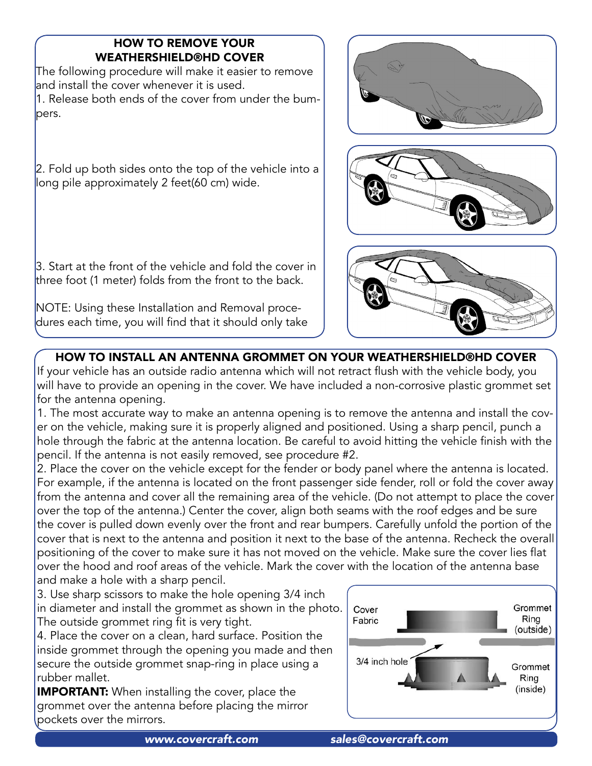## HOW TO REMOVE YOUR WEATHERSHIELD®HD COVER

The following procedure will make it easier to remove and install the cover whenever it is used.

1. Release both ends of the cover from under the bumpers.

2. Fold up both sides onto the top of the vehicle into a long pile approximately 2 feet(60 cm) wide.

3. Start at the front of the vehicle and fold the cover in three foot (1 meter) folds from the front to the back.

NOTE: Using these Installation and Removal procedures each time, you will find that it should only take

## HOW TO INSTALL AN ANTENNA GROMMET ON YOUR WEATHERSHIELD®HD COVER

If your vehicle has an outside radio antenna which will not retract flush with the vehicle body, you will have to provide an opening in the cover. We have included a non-corrosive plastic grommet set for the antenna opening.

1. The most accurate way to make an antenna opening is to remove the antenna and install the cover on the vehicle, making sure it is properly aligned and positioned. Using a sharp pencil, punch a hole through the fabric at the antenna location. Be careful to avoid hitting the vehicle finish with the pencil. If the antenna is not easily removed, see procedure #2.

2. Place the cover on the vehicle except for the fender or body panel where the antenna is located. For example, if the antenna is located on the front passenger side fender, roll or fold the cover away from the antenna and cover all the remaining area of the vehicle. (Do not attempt to place the cover over the top of the antenna.) Center the cover, align both seams with the roof edges and be sure the cover is pulled down evenly over the front and rear bumpers. Carefully unfold the portion of the cover that is next to the antenna and position it next to the base of the antenna. Recheck the overall positioning of the cover to make sure it has not moved on the vehicle. Make sure the cover lies flat over the hood and roof areas of the vehicle. Mark the cover with the location of the antenna base and make a hole with a sharp pencil.

3. Use sharp scissors to make the hole opening 3/4 inch in diameter and install the grommet as shown in the photo. The outside grommet ring fit is very tight.

4. Place the cover on a clean, hard surface. Position the inside grommet through the opening you made and then secure the outside grommet snap-ring in place using a rubber mallet.

**IMPORTANT:** When installing the cover, place the grommet over the antenna before placing the mirror pockets over the mirrors.

Cover Fabric — Grommet Ring (outside) — 3/4 inch hole — Grommet Ring (inside)

*www.covercraft.com* *sales@covercraft.com*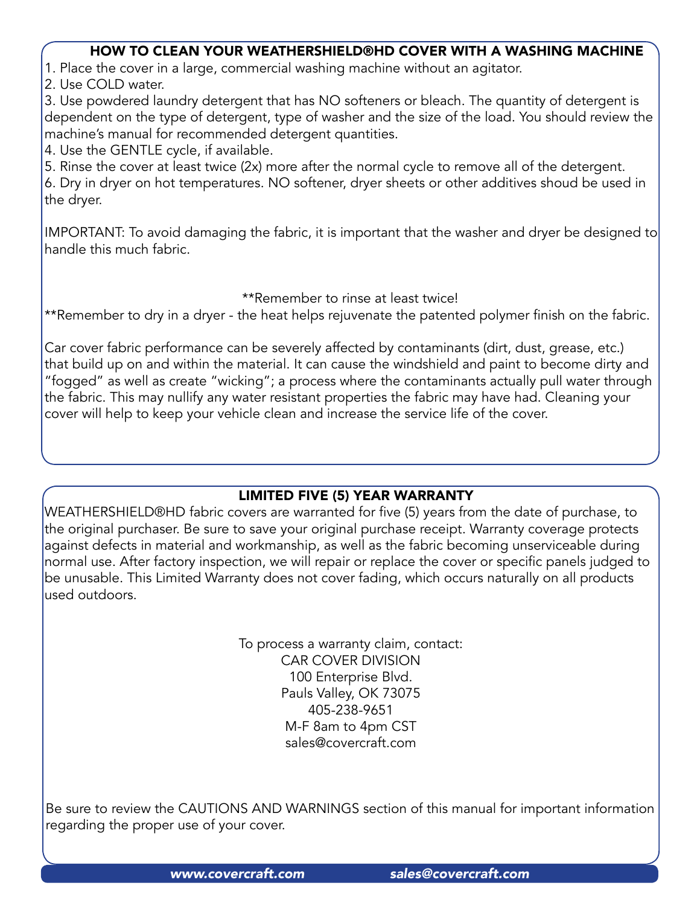## HOW TO CLEAN YOUR WEATHERSHIELD®HD COVER WITH A WASHING MACHINE

1. Place the cover in a large, commercial washing machine without an agitator.
2. Use COLD water.
3. Use powdered laundry detergent that has NO softeners or bleach. The quantity of detergent is dependent on the type of detergent, type of washer and the size of the load. You should review the machine's manual for recommended detergent quantities.
4. Use the GENTLE cycle, if available.
5. Rinse the cover at least twice (2x) more after the normal cycle to remove all of the detergent.
6. Dry in dryer on hot temperatures. NO softener, dryer sheets or other additives shoud be used in the dryer.

IMPORTANT: To avoid damaging the fabric, it is important that the washer and dryer be designed to handle this much fabric.

**Remember to rinse at least twice!

**Remember to dry in a dryer - the heat helps rejuvenate the patented polymer finish on the fabric.

Car cover fabric performance can be severely affected by contaminants (dirt, dust, grease, etc.) that build up on and within the material. It can cause the windshield and paint to become dirty and "fogged" as well as create "wicking"; a process where the contaminants actually pull water through the fabric. This may nullify any water resistant properties the fabric may have had. Cleaning your cover will help to keep your vehicle clean and increase the service life of the cover.

## LIMITED FIVE (5) YEAR WARRANTY

WEATHERSHIELD®HD fabric covers are warranted for five (5) years from the date of purchase, to the original purchaser. Be sure to save your original purchase receipt. Warranty coverage protects against defects in material and workmanship, as well as the fabric becoming unserviceable during normal use. After factory inspection, we will repair or replace the cover or specific panels judged to be unusable. This Limited Warranty does not cover fading, which occurs naturally on all products used outdoors.

To process a warranty claim, contact:
CAR COVER DIVISION
100 Enterprise Blvd.
Pauls Valley, OK 73075
405-238-9651
M-F 8am to 4pm CST
sales@covercraft.com

Be sure to review the CAUTIONS AND WARNINGS section of this manual for important information regarding the proper use of your cover.

*www.covercraft.com* *sales@covercraft.com*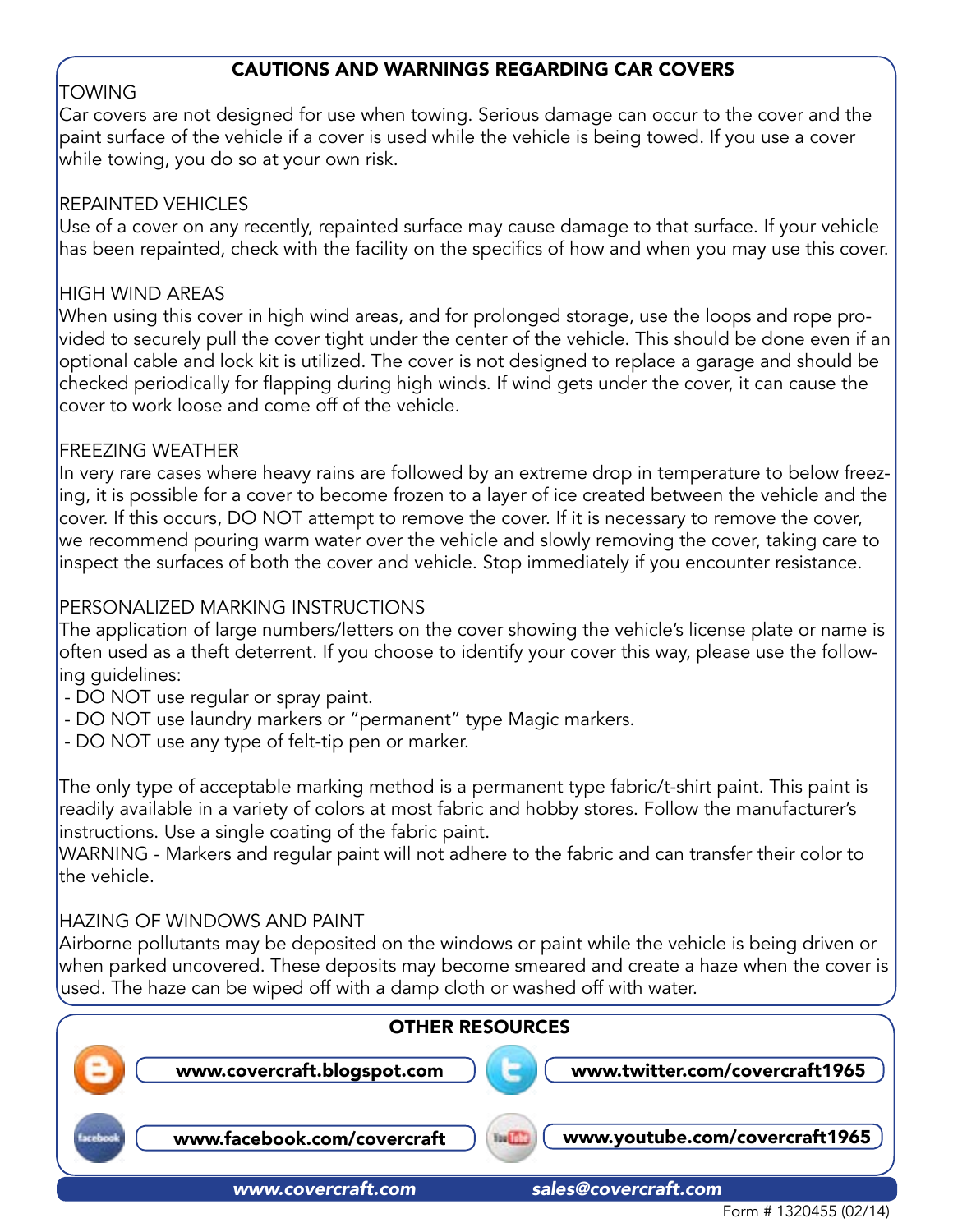## CAUTIONS AND WARNINGS REGARDING CAR COVERS

### TOWING

Car covers are not designed for use when towing. Serious damage can occur to the cover and the paint surface of the vehicle if a cover is used while the vehicle is being towed. If you use a cover while towing, you do so at your own risk.

### REPAINTED VEHICLES

Use of a cover on any recently, repainted surface may cause damage to that surface. If your vehicle has been repainted, check with the facility on the specifics of how and when you may use this cover.

### HIGH WIND AREAS

When using this cover in high wind areas, and for prolonged storage, use the loops and rope provided to securely pull the cover tight under the center of the vehicle. This should be done even if an optional cable and lock kit is utilized. The cover is not designed to replace a garage and should be checked periodically for flapping during high winds. If wind gets under the cover, it can cause the cover to work loose and come off of the vehicle.

### FREEZING WEATHER

In very rare cases where heavy rains are followed by an extreme drop in temperature to below freezing, it is possible for a cover to become frozen to a layer of ice created between the vehicle and the cover. If this occurs, DO NOT attempt to remove the cover. If it is necessary to remove the cover, we recommend pouring warm water over the vehicle and slowly removing the cover, taking care to inspect the surfaces of both the cover and vehicle. Stop immediately if you encounter resistance.

### PERSONALIZED MARKING INSTRUCTIONS

The application of large numbers/letters on the cover showing the vehicle's license plate or name is often used as a theft deterrent. If you choose to identify your cover this way, please use the following guidelines:

- DO NOT use regular or spray paint.
- DO NOT use laundry markers or "permanent" type Magic markers.
- DO NOT use any type of felt-tip pen or marker.

The only type of acceptable marking method is a permanent type fabric/t-shirt paint. This paint is readily available in a variety of colors at most fabric and hobby stores. Follow the manufacturer's instructions. Use a single coating of the fabric paint.

WARNING - Markers and regular paint will not adhere to the fabric and can transfer their color to the vehicle.

### HAZING OF WINDOWS AND PAINT

Airborne pollutants may be deposited on the windows or paint while the vehicle is being driven or when parked uncovered. These deposits may become smeared and create a haze when the cover is used. The haze can be wiped off with a damp cloth or washed off with water.

## OTHER RESOURCES

**www.covercraft.blogspot.com**

**www.twitter.com/covercraft1965**

**www.facebook.com/covercraft**

**www.youtube.com/covercraft1965**

***www.covercraft.com*** ***sales@covercraft.com***

Form # 1320455 (02/14)